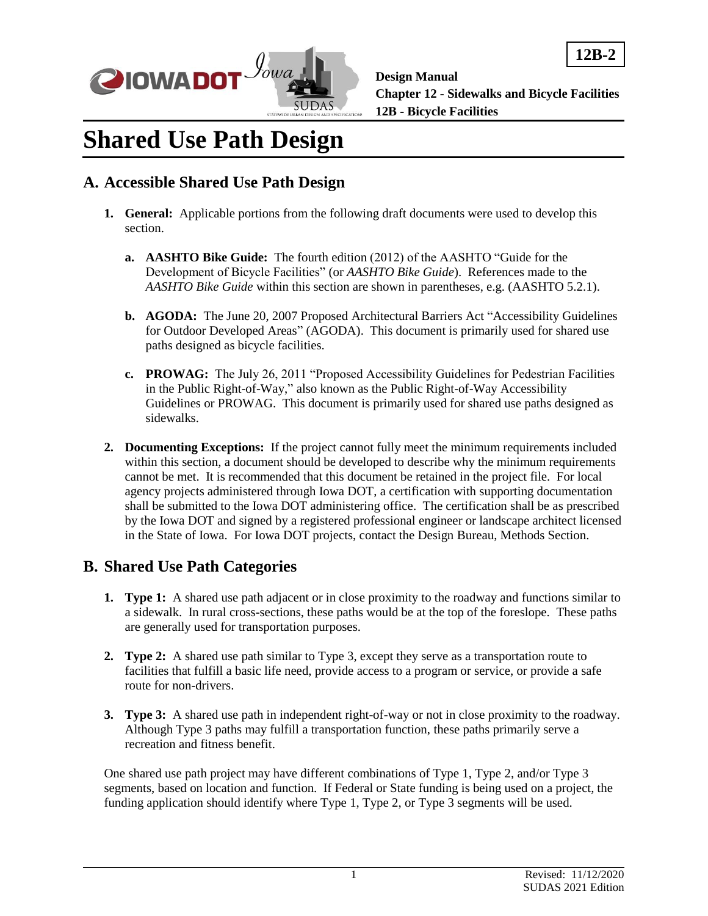# Shared Use Path Design

## A. Accessible Shared Use Path Design

1. **General:** Applicable portions from the following draft documents were used to develop this section.

   a. **AASHTO Bike Guide:** The fourth edition (2012) of the AASHTO "Guide for the Development of Bicycle Facilities" (or *AASHTO Bike Guide*). References made to the *AASHTO Bike Guide* within this section are shown in parentheses, e.g. (AASHTO 5.2.1).

   b. **AGODA:** The June 20, 2007 Proposed Architectural Barriers Act "Accessibility Guidelines for Outdoor Developed Areas" (AGODA). This document is primarily used for shared use paths designed as bicycle facilities.

   c. **PROWAG:** The July 26, 2011 "Proposed Accessibility Guidelines for Pedestrian Facilities in the Public Right-of-Way," also known as the Public Right-of-Way Accessibility Guidelines or PROWAG. This document is primarily used for shared use paths designed as sidewalks.

2. **Documenting Exceptions:** If the project cannot fully meet the minimum requirements included within this section, a document should be developed to describe why the minimum requirements cannot be met. It is recommended that this document be retained in the project file. For local agency projects administered through Iowa DOT, a certification with supporting documentation shall be submitted to the Iowa DOT administering office. The certification shall be as prescribed by the Iowa DOT and signed by a registered professional engineer or landscape architect licensed in the State of Iowa. For Iowa DOT projects, contact the Design Bureau, Methods Section.

## B. Shared Use Path Categories

1. **Type 1:** A shared use path adjacent or in close proximity to the roadway and functions similar to a sidewalk. In rural cross-sections, these paths would be at the top of the foreslope. These paths are generally used for transportation purposes.

2. **Type 2:** A shared use path similar to Type 3, except they serve as a transportation route to facilities that fulfill a basic life need, provide access to a program or service, or provide a safe route for non-drivers.

3. **Type 3:** A shared use path in independent right-of-way or not in close proximity to the roadway. Although Type 3 paths may fulfill a transportation function, these paths primarily serve a recreation and fitness benefit.

One shared use path project may have different combinations of Type 1, Type 2, and/or Type 3 segments, based on location and function. If Federal or State funding is being used on a project, the funding application should identify where Type 1, Type 2, or Type 3 segments will be used.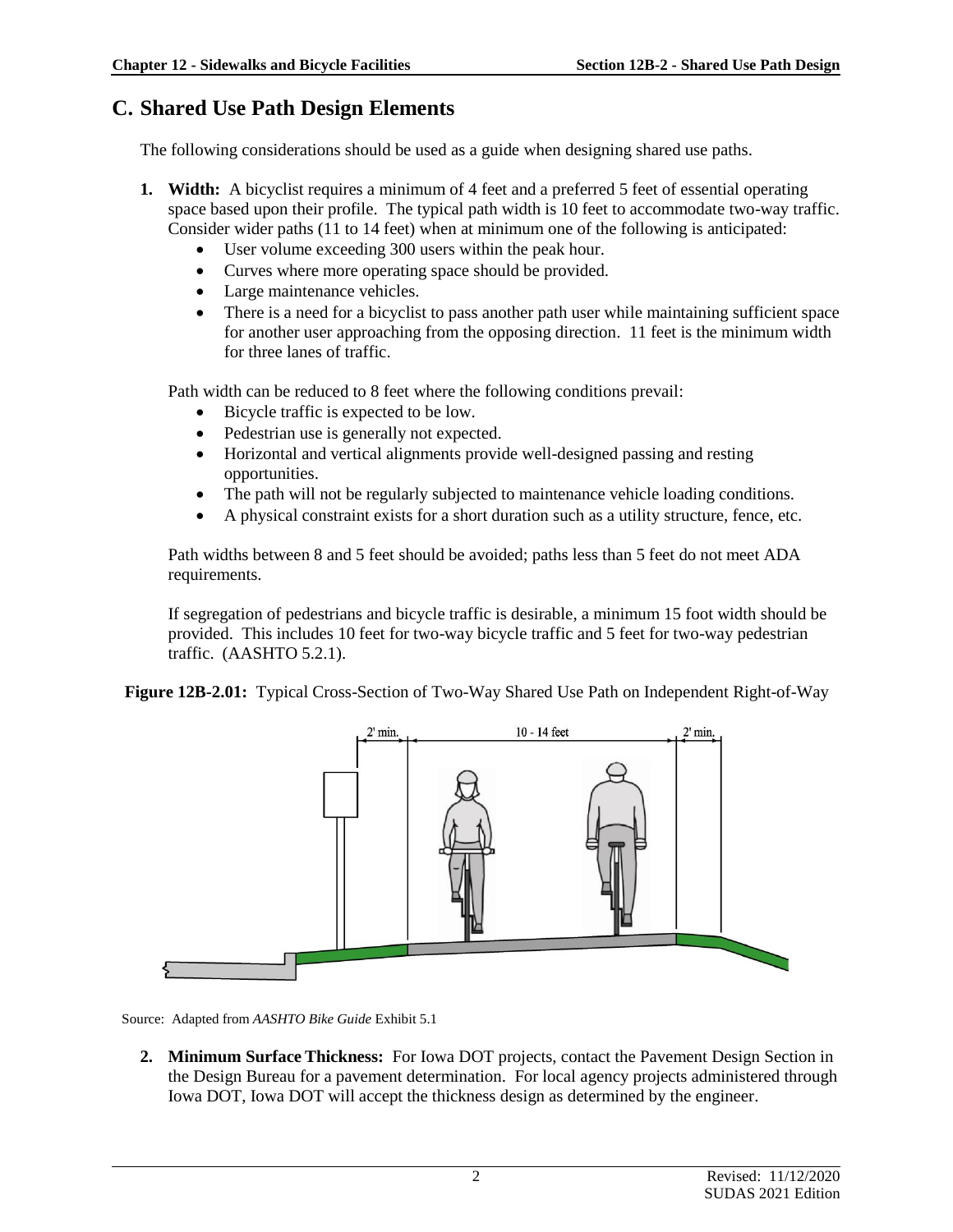## C. Shared Use Path Design Elements

The following considerations should be used as a guide when designing shared use paths.

1. **Width:** A bicyclist requires a minimum of 4 feet and a preferred 5 feet of essential operating space based upon their profile. The typical path width is 10 feet to accommodate two-way traffic. Consider wider paths (11 to 14 feet) when at minimum one of the following is anticipated:
   - User volume exceeding 300 users within the peak hour.
   - Curves where more operating space should be provided.
   - Large maintenance vehicles.
   - There is a need for a bicyclist to pass another path user while maintaining sufficient space for another user approaching from the opposing direction. 11 feet is the minimum width for three lanes of traffic.

   Path width can be reduced to 8 feet where the following conditions prevail:
   - Bicycle traffic is expected to be low.
   - Pedestrian use is generally not expected.
   - Horizontal and vertical alignments provide well-designed passing and resting opportunities.
   - The path will not be regularly subjected to maintenance vehicle loading conditions.
   - A physical constraint exists for a short duration such as a utility structure, fence, etc.

   Path widths between 8 and 5 feet should be avoided; paths less than 5 feet do not meet ADA requirements.

   If segregation of pedestrians and bicycle traffic is desirable, a minimum 15 foot width should be provided. This includes 10 feet for two-way bicycle traffic and 5 feet for two-way pedestrian traffic. (AASHTO 5.2.1).

**Figure 12B-2.01:** Typical Cross-Section of Two-Way Shared Use Path on Independent Right-of-Way

2' min. | 10 - 14 feet | 2' min.

Source: Adapted from *AASHTO Bike Guide* Exhibit 5.1

2. **Minimum Surface Thickness:** For Iowa DOT projects, contact the Pavement Design Section in the Design Bureau for a pavement determination. For local agency projects administered through Iowa DOT, Iowa DOT will accept the thickness design as determined by the engineer.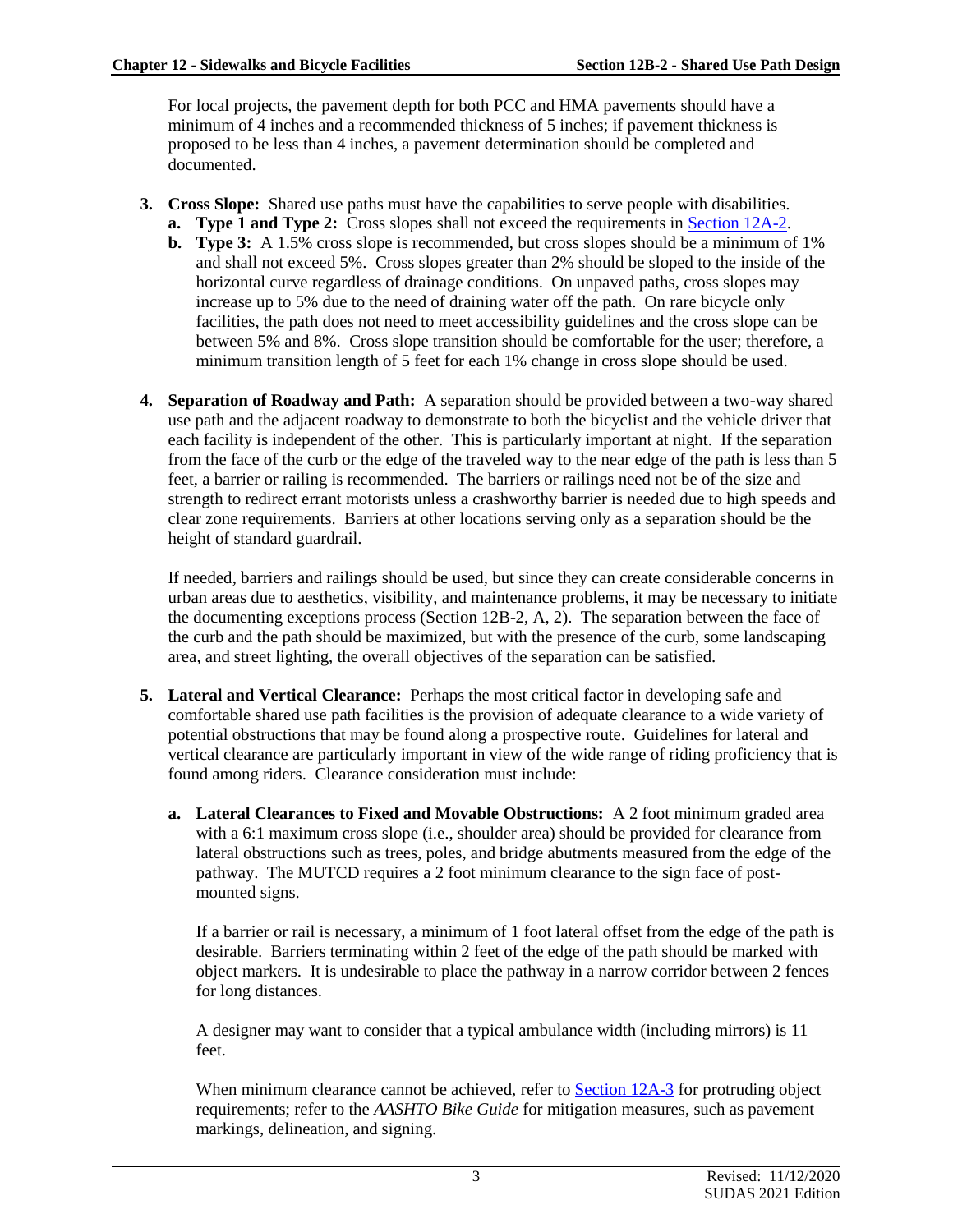For local projects, the pavement depth for both PCC and HMA pavements should have a minimum of 4 inches and a recommended thickness of 5 inches; if pavement thickness is proposed to be less than 4 inches, a pavement determination should be completed and documented.

3. **Cross Slope:** Shared use paths must have the capabilities to serve people with disabilities.
   a. **Type 1 and Type 2:** Cross slopes shall not exceed the requirements in Section 12A-2.
   b. **Type 3:** A 1.5% cross slope is recommended, but cross slopes should be a minimum of 1% and shall not exceed 5%. Cross slopes greater than 2% should be sloped to the inside of the horizontal curve regardless of drainage conditions. On unpaved paths, cross slopes may increase up to 5% due to the need of draining water off the path. On rare bicycle only facilities, the path does not need to meet accessibility guidelines and the cross slope can be between 5% and 8%. Cross slope transition should be comfortable for the user; therefore, a minimum transition length of 5 feet for each 1% change in cross slope should be used.

4. **Separation of Roadway and Path:** A separation should be provided between a two-way shared use path and the adjacent roadway to demonstrate to both the bicyclist and the vehicle driver that each facility is independent of the other. This is particularly important at night. If the separation from the face of the curb or the edge of the traveled way to the near edge of the path is less than 5 feet, a barrier or railing is recommended. The barriers or railings need not be of the size and strength to redirect errant motorists unless a crashworthy barrier is needed due to high speeds and clear zone requirements. Barriers at other locations serving only as a separation should be the height of standard guardrail.

   If needed, barriers and railings should be used, but since they can create considerable concerns in urban areas due to aesthetics, visibility, and maintenance problems, it may be necessary to initiate the documenting exceptions process (Section 12B-2, A, 2). The separation between the face of the curb and the path should be maximized, but with the presence of the curb, some landscaping area, and street lighting, the overall objectives of the separation can be satisfied.

5. **Lateral and Vertical Clearance:** Perhaps the most critical factor in developing safe and comfortable shared use path facilities is the provision of adequate clearance to a wide variety of potential obstructions that may be found along a prospective route. Guidelines for lateral and vertical clearance are particularly important in view of the wide range of riding proficiency that is found among riders. Clearance consideration must include:

   a. **Lateral Clearances to Fixed and Movable Obstructions:** A 2 foot minimum graded area with a 6:1 maximum cross slope (i.e., shoulder area) should be provided for clearance from lateral obstructions such as trees, poles, and bridge abutments measured from the edge of the pathway. The MUTCD requires a 2 foot minimum clearance to the sign face of post-mounted signs.

      If a barrier or rail is necessary, a minimum of 1 foot lateral offset from the edge of the path is desirable. Barriers terminating within 2 feet of the edge of the path should be marked with object markers. It is undesirable to place the pathway in a narrow corridor between 2 fences for long distances.

      A designer may want to consider that a typical ambulance width (including mirrors) is 11 feet.

      When minimum clearance cannot be achieved, refer to Section 12A-3 for protruding object requirements; refer to the *AASHTO Bike Guide* for mitigation measures, such as pavement markings, delineation, and signing.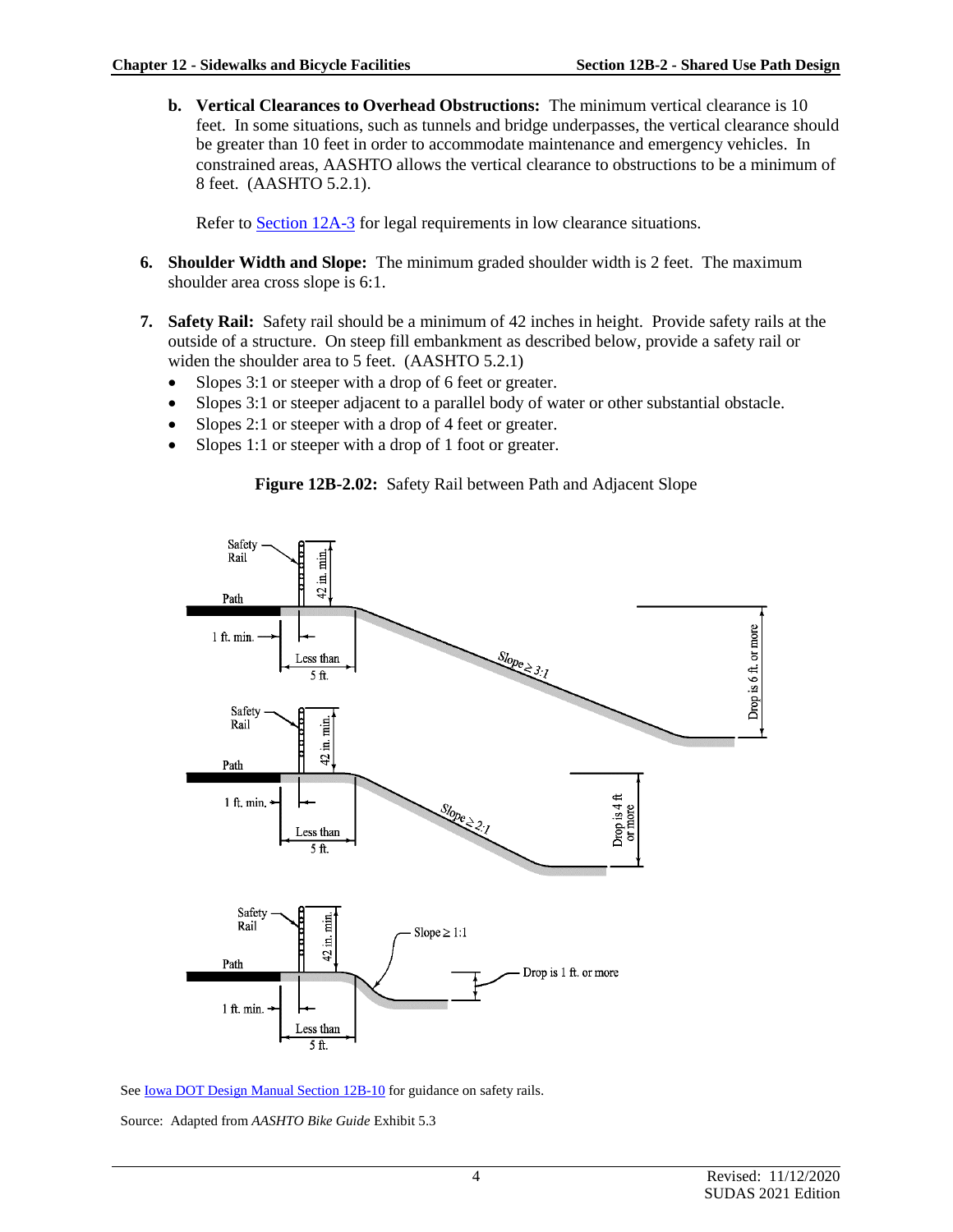b. **Vertical Clearances to Overhead Obstructions:** The minimum vertical clearance is 10 feet. In some situations, such as tunnels and bridge underpasses, the vertical clearance should be greater than 10 feet in order to accommodate maintenance and emergency vehicles. In constrained areas, AASHTO allows the vertical clearance to obstructions to be a minimum of 8 feet. (AASHTO 5.2.1).

   Refer to Section 12A-3 for legal requirements in low clearance situations.

6. **Shoulder Width and Slope:** The minimum graded shoulder width is 2 feet. The maximum shoulder area cross slope is 6:1.

7. **Safety Rail:** Safety rail should be a minimum of 42 inches in height. Provide safety rails at the outside of a structure. On steep fill embankment as described below, provide a safety rail or widen the shoulder area to 5 feet. (AASHTO 5.2.1)
   - Slopes 3:1 or steeper with a drop of 6 feet or greater.
   - Slopes 3:1 or steeper adjacent to a parallel body of water or other substantial obstacle.
   - Slopes 2:1 or steeper with a drop of 4 feet or greater.
   - Slopes 1:1 or steeper with a drop of 1 foot or greater.

**Figure 12B-2.02:** Safety Rail between Path and Adjacent Slope

See Iowa DOT Design Manual Section 12B-10 for guidance on safety rails.

Source: Adapted from *AASHTO Bike Guide* Exhibit 5.3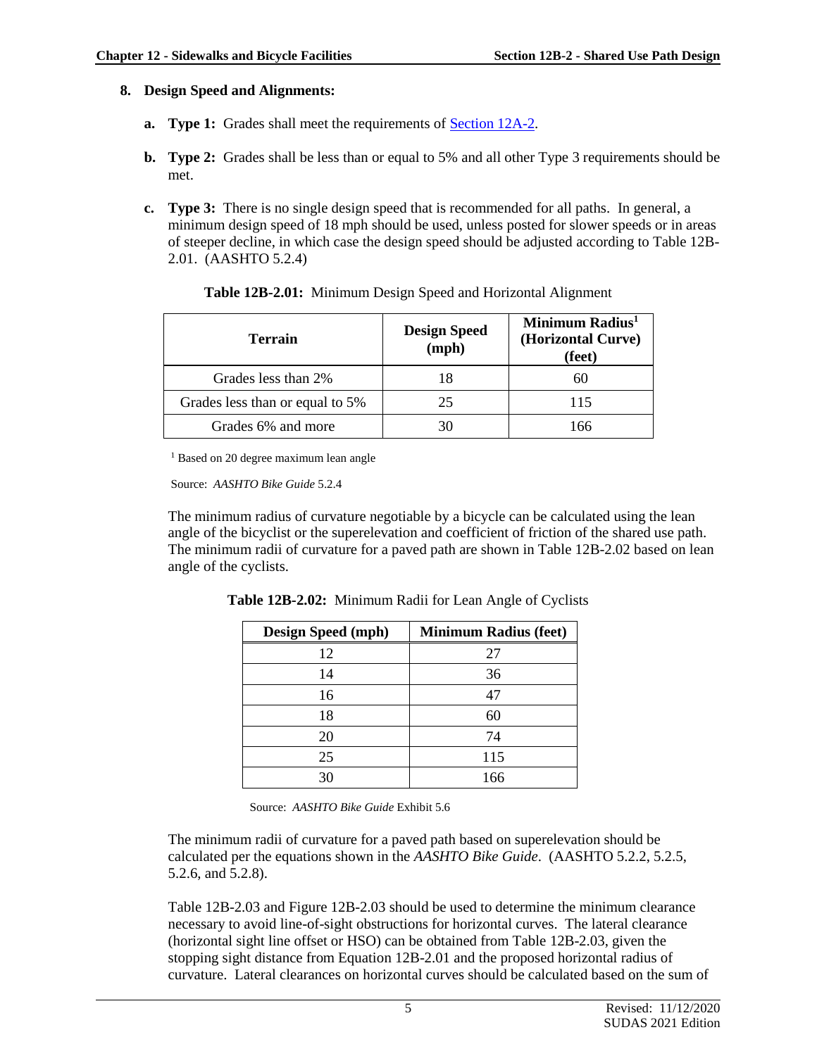**8. Design Speed and Alignments:**

**a. Type 1:** Grades shall meet the requirements of Section 12A-2.

**b. Type 2:** Grades shall be less than or equal to 5% and all other Type 3 requirements should be met.

**c. Type 3:** There is no single design speed that is recommended for all paths. In general, a minimum design speed of 18 mph should be used, unless posted for slower speeds or in areas of steeper decline, in which case the design speed should be adjusted according to Table 12B-2.01. (AASHTO 5.2.4)

**Table 12B-2.01:** Minimum Design Speed and Horizontal Alignment

| Terrain | Design Speed (mph) | Minimum Radius[1] (Horizontal Curve) (feet) |
|---|---|---|
| Grades less than 2% | 18 | 60 |
| Grades less than or equal to 5% | 25 | 115 |
| Grades 6% and more | 30 | 166 |

[1] Based on 20 degree maximum lean angle

Source: *AASHTO Bike Guide* 5.2.4

The minimum radius of curvature negotiable by a bicycle can be calculated using the lean angle of the bicyclist or the superelevation and coefficient of friction of the shared use path. The minimum radii of curvature for a paved path are shown in Table 12B-2.02 based on lean angle of the cyclists.

**Table 12B-2.02:** Minimum Radii for Lean Angle of Cyclists

| Design Speed (mph) | Minimum Radius (feet) |
|---|---|
| 12 | 27 |
| 14 | 36 |
| 16 | 47 |
| 18 | 60 |
| 20 | 74 |
| 25 | 115 |
| 30 | 166 |

Source: *AASHTO Bike Guide* Exhibit 5.6

The minimum radii of curvature for a paved path based on superelevation should be calculated per the equations shown in the *AASHTO Bike Guide*. (AASHTO 5.2.2, 5.2.5, 5.2.6, and 5.2.8).

Table 12B-2.03 and Figure 12B-2.03 should be used to determine the minimum clearance necessary to avoid line-of-sight obstructions for horizontal curves. The lateral clearance (horizontal sight line offset or HSO) can be obtained from Table 12B-2.03, given the stopping sight distance from Equation 12B-2.01 and the proposed horizontal radius of curvature. Lateral clearances on horizontal curves should be calculated based on the sum of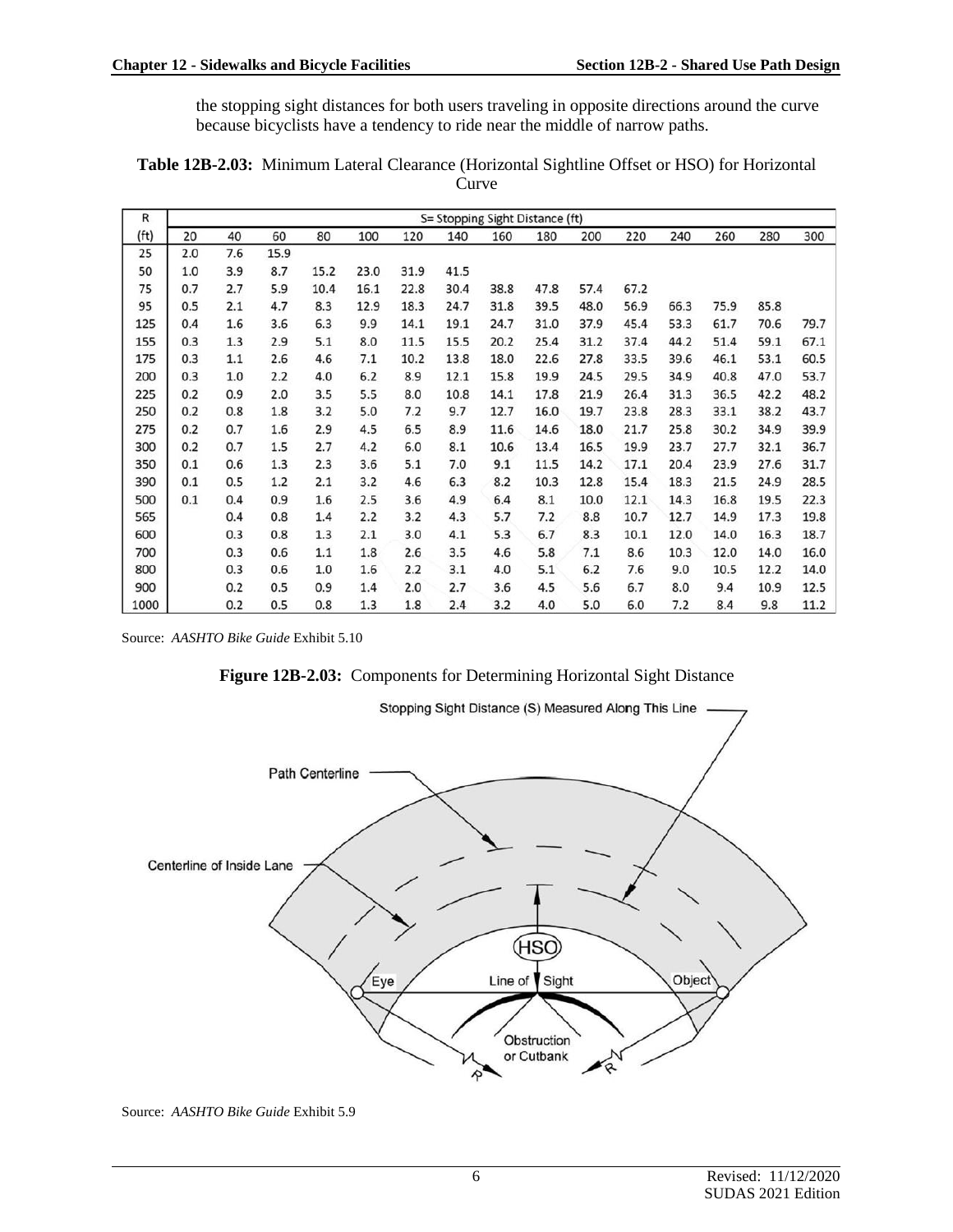the stopping sight distances for both users traveling in opposite directions around the curve because bicyclists have a tendency to ride near the middle of narrow paths.

**Table 12B-2.03:** Minimum Lateral Clearance (Horizontal Sightline Offset or HSO) for Horizontal Curve

| R | S= Stopping Sight Distance (ft) | | | | | | | | | | | | | | |
|---|---|---|---|---|---|---|---|---|---|---|---|---|---|---|---|
| (ft) | 20 | 40 | 60 | 80 | 100 | 120 | 140 | 160 | 180 | 200 | 220 | 240 | 260 | 280 | 300 |
| 25 | 2.0 | 7.6 | 15.9 | | | | | | | | | | | | |
| 50 | 1.0 | 3.9 | 8.7 | 15.2 | 23.0 | 31.9 | 41.5 | | | | | | | | |
| 75 | 0.7 | 2.7 | 5.9 | 10.4 | 16.1 | 22.8 | 30.4 | 38.8 | 47.8 | 57.4 | 67.2 | | | | |
| 95 | 0.5 | 2.1 | 4.7 | 8.3 | 12.9 | 18.3 | 24.7 | 31.8 | 39.5 | 48.0 | 56.9 | 66.3 | 75.9 | 85.8 | |
| 125 | 0.4 | 1.6 | 3.6 | 6.3 | 9.9 | 14.1 | 19.1 | 24.7 | 31.0 | 37.9 | 45.4 | 53.3 | 61.7 | 70.6 | 79.7 |
| 155 | 0.3 | 1.3 | 2.9 | 5.1 | 8.0 | 11.5 | 15.5 | 20.2 | 25.4 | 31.2 | 37.4 | 44.2 | 51.4 | 59.1 | 67.1 |
| 175 | 0.3 | 1.1 | 2.6 | 4.6 | 7.1 | 10.2 | 13.8 | 18.0 | 22.6 | 27.8 | 33.5 | 39.6 | 46.1 | 53.1 | 60.5 |
| 200 | 0.3 | 1.0 | 2.2 | 4.0 | 6.2 | 8.9 | 12.1 | 15.8 | 19.9 | 24.5 | 29.5 | 34.9 | 40.8 | 47.0 | 53.7 |
| 225 | 0.2 | 0.9 | 2.0 | 3.5 | 5.5 | 8.0 | 10.8 | 14.1 | 17.8 | 21.9 | 26.4 | 31.3 | 36.5 | 42.2 | 48.2 |
| 250 | 0.2 | 0.8 | 1.8 | 3.2 | 5.0 | 7.2 | 9.7 | 12.7 | 16.0 | 19.7 | 23.8 | 28.3 | 33.1 | 38.2 | 43.7 |
| 275 | 0.2 | 0.7 | 1.6 | 2.9 | 4.5 | 6.5 | 8.9 | 11.6 | 14.6 | 18.0 | 21.7 | 25.8 | 30.2 | 34.9 | 39.9 |
| 300 | 0.2 | 0.7 | 1.5 | 2.7 | 4.2 | 6.0 | 8.1 | 10.6 | 13.4 | 16.5 | 19.9 | 23.7 | 27.7 | 32.1 | 36.7 |
| 350 | 0.1 | 0.6 | 1.3 | 2.3 | 3.6 | 5.1 | 7.0 | 9.1 | 11.5 | 14.2 | 17.1 | 20.4 | 23.9 | 27.6 | 31.7 |
| 390 | 0.1 | 0.5 | 1.2 | 2.1 | 3.2 | 4.6 | 6.3 | 8.2 | 10.3 | 12.8 | 15.4 | 18.3 | 21.5 | 24.9 | 28.5 |
| 500 | 0.1 | 0.4 | 0.9 | 1.6 | 2.5 | 3.6 | 4.9 | 6.4 | 8.1 | 10.0 | 12.1 | 14.3 | 16.8 | 19.5 | 22.3 |
| 565 | | 0.4 | 0.8 | 1.4 | 2.2 | 3.2 | 4.3 | 5.7 | 7.2 | 8.8 | 10.7 | 12.7 | 14.9 | 17.3 | 19.8 |
| 600 | | 0.3 | 0.8 | 1.3 | 2.1 | 3.0 | 4.1 | 5.3 | 6.7 | 8.3 | 10.1 | 12.0 | 14.0 | 16.3 | 18.7 |
| 700 | | 0.3 | 0.6 | 1.1 | 1.8 | 2.6 | 3.5 | 4.6 | 5.8 | 7.1 | 8.6 | 10.3 | 12.0 | 14.0 | 16.0 |
| 800 | | 0.3 | 0.6 | 1.0 | 1.6 | 2.2 | 3.1 | 4.0 | 5.1 | 6.2 | 7.6 | 9.0 | 10.5 | 12.2 | 14.0 |
| 900 | | 0.2 | 0.5 | 0.9 | 1.4 | 2.0 | 2.7 | 3.6 | 4.5 | 5.6 | 6.7 | 8.0 | 9.4 | 10.9 | 12.5 |
| 1000 | | 0.2 | 0.5 | 0.8 | 1.3 | 1.8 | 2.4 | 3.2 | 4.0 | 5.0 | 6.0 | 7.2 | 8.4 | 9.8 | 11.2 |

Source: *AASHTO Bike Guide* Exhibit 5.10

**Figure 12B-2.03:** Components for Determining Horizontal Sight Distance

Stopping Sight Distance (S) Measured Along This Line

Path Centerline

Centerline of Inside Lane

HSO

Eye

Line of Sight

Object

Obstruction or Cutbank

R

R

Source: *AASHTO Bike Guide* Exhibit 5.9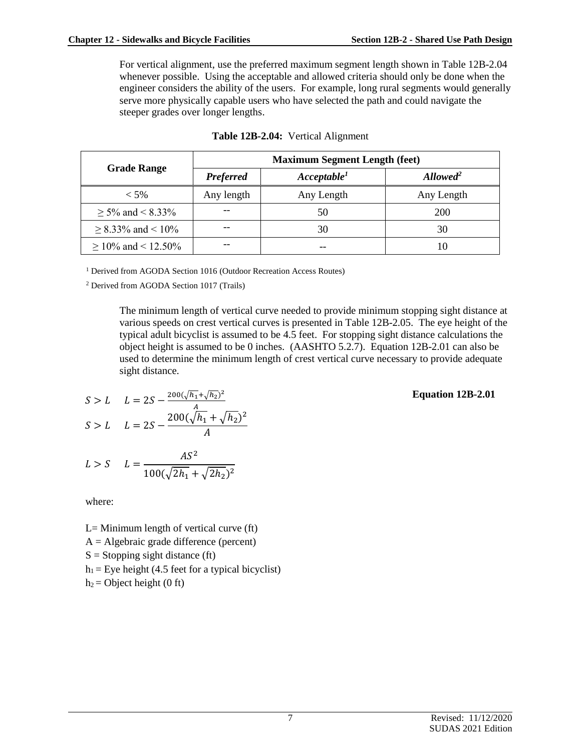For vertical alignment, use the preferred maximum segment length shown in Table 12B-2.04 whenever possible. Using the acceptable and allowed criteria should only be done when the engineer considers the ability of the users. For example, long rural segments would generally serve more physically capable users who have selected the path and could navigate the steeper grades over longer lengths.

**Table 12B-2.04:** Vertical Alignment

| Grade Range | Maximum Segment Length (feet) | | |
|---|---|---|---|
| | ***Preferred*** | ***Acceptable[1]*** | ***Allowed[2]*** |
| < 5% | Any length | Any Length | Any Length |
| ≥ 5% and < 8.33% | -- | 50 | 200 |
| ≥ 8.33% and < 10% | -- | 30 | 30 |
| ≥ 10% and < 12.50% | -- | -- | 10 |

[1] Derived from AGODA Section 1016 (Outdoor Recreation Access Routes)

[2] Derived from AGODA Section 1017 (Trails)

The minimum length of vertical curve needed to provide minimum stopping sight distance at various speeds on crest vertical curves is presented in Table 12B-2.05. The eye height of the typical adult bicyclist is assumed to be 4.5 feet. For stopping sight distance calculations the object height is assumed to be 0 inches. (AASHTO 5.2.7). Equation 12B-2.01 can also be used to determine the minimum length of crest vertical curve necessary to provide adequate sight distance.

**Equation 12B-2.01**

$$S > L \quad L = 2S - \frac{200(\sqrt{h_1} + \sqrt{h_2})^2}{A}$$

$$S > L \quad L = 2S - \frac{200(\sqrt{h_1} + \sqrt{h_2})^2}{A}$$

$$L > S \quad L = \frac{AS^2}{100(\sqrt{2h_1} + \sqrt{2h_2})^2}$$

where:

L= Minimum length of vertical curve (ft)  
A = Algebraic grade difference (percent)  
S = Stopping sight distance (ft)  
$h_1$ = Eye height (4.5 feet for a typical bicyclist)  
$h_2$ = Object height (0 ft)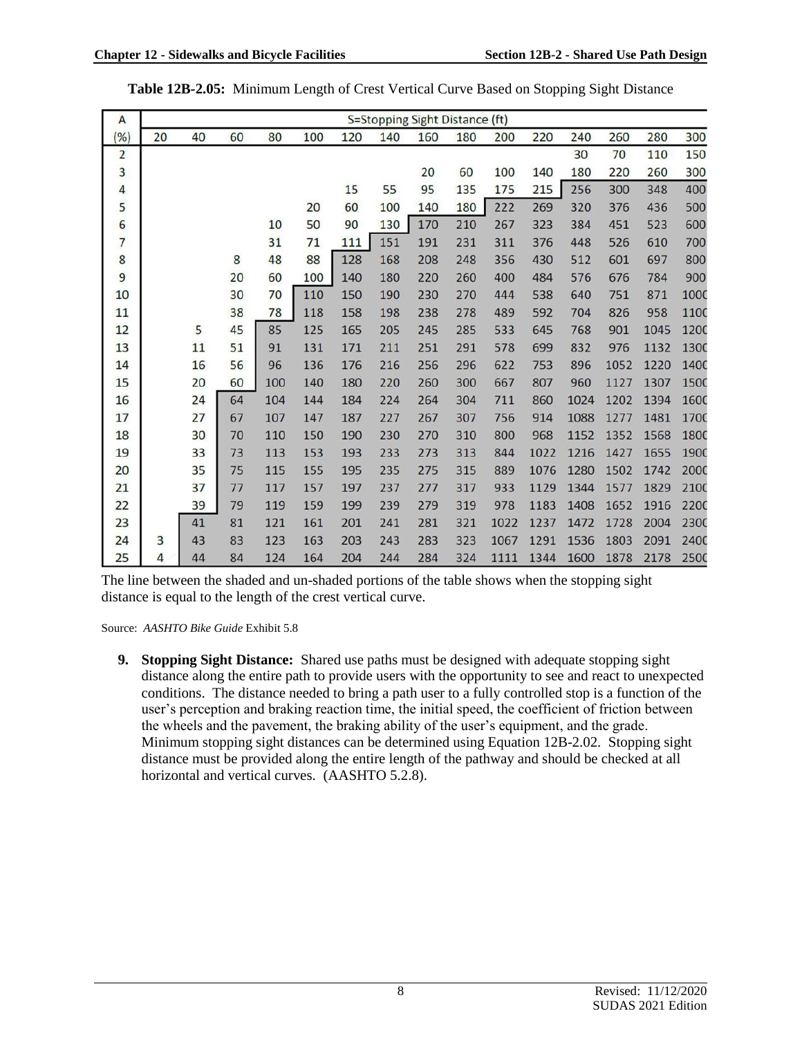**Table 12B-2.05:** Minimum Length of Crest Vertical Curve Based on Stopping Sight Distance

| A | S=Stopping Sight Distance (ft) | | | | | | | | | | | | | | |
|---|---|---|---|---|---|---|---|---|---|---|---|---|---|---|---|
| (%) | 20 | 40 | 60 | 80 | 100 | 120 | 140 | 160 | 180 | 200 | 220 | 240 | 260 | 280 | 300 |
| 2 | | | | | | | | | | | | 30 | 70 | 110 | 150 |
| 3 | | | | | | | | 20 | 60 | 100 | 140 | 180 | 220 | 260 | 300 |
| 4 | | | | | | 15 | 55 | 95 | 135 | 175 | 215 | 256 | 300 | 348 | 400 |
| 5 | | | | | 20 | 60 | 100 | 140 | 180 | 222 | 269 | 320 | 376 | 436 | 500 |
| 6 | | | | 10 | 50 | 90 | 130 | 170 | 210 | 267 | 323 | 384 | 451 | 523 | 600 |
| 7 | | | | 31 | 71 | 111 | 151 | 191 | 231 | 311 | 376 | 448 | 526 | 610 | 700 |
| 8 | | | 8 | 48 | 88 | 128 | 168 | 208 | 248 | 356 | 430 | 512 | 601 | 697 | 800 |
| 9 | | | 20 | 60 | 100 | 140 | 180 | 220 | 260 | 400 | 484 | 576 | 676 | 784 | 900 |
| 10 | | | 30 | 70 | 110 | 150 | 190 | 230 | 270 | 444 | 538 | 640 | 751 | 871 | 1000 |
| 11 | | | 38 | 78 | 118 | 158 | 198 | 238 | 278 | 489 | 592 | 704 | 826 | 958 | 1100 |
| 12 | | 5 | 45 | 85 | 125 | 165 | 205 | 245 | 285 | 533 | 645 | 768 | 901 | 1045 | 1200 |
| 13 | | 11 | 51 | 91 | 131 | 171 | 211 | 251 | 291 | 578 | 699 | 832 | 976 | 1132 | 1300 |
| 14 | | 16 | 56 | 96 | 136 | 176 | 216 | 256 | 296 | 622 | 753 | 896 | 1052 | 1220 | 1400 |
| 15 | | 20 | 60 | 100 | 140 | 180 | 220 | 260 | 300 | 667 | 807 | 960 | 1127 | 1307 | 1500 |
| 16 | | 24 | 64 | 104 | 144 | 184 | 224 | 264 | 304 | 711 | 860 | 1024 | 1202 | 1394 | 1600 |
| 17 | | 27 | 67 | 107 | 147 | 187 | 227 | 267 | 307 | 756 | 914 | 1088 | 1277 | 1481 | 1700 |
| 18 | | 30 | 70 | 110 | 150 | 190 | 230 | 270 | 310 | 800 | 968 | 1152 | 1352 | 1568 | 1800 |
| 19 | | 33 | 73 | 113 | 153 | 193 | 233 | 273 | 313 | 844 | 1022 | 1216 | 1427 | 1655 | 1900 |
| 20 | | 35 | 75 | 115 | 155 | 195 | 235 | 275 | 315 | 889 | 1076 | 1280 | 1502 | 1742 | 2000 |
| 21 | | 37 | 77 | 117 | 157 | 197 | 237 | 277 | 317 | 933 | 1129 | 1344 | 1577 | 1829 | 2100 |
| 22 | | 39 | 79 | 119 | 159 | 199 | 239 | 279 | 319 | 978 | 1183 | 1408 | 1652 | 1916 | 2200 |
| 23 | | 41 | 81 | 121 | 161 | 201 | 241 | 281 | 321 | 1022 | 1237 | 1472 | 1728 | 2004 | 2300 |
| 24 | 3 | 43 | 83 | 123 | 163 | 203 | 243 | 283 | 323 | 1067 | 1291 | 1536 | 1803 | 2091 | 2400 |
| 25 | 4 | 44 | 84 | 124 | 164 | 204 | 244 | 284 | 324 | 1111 | 1344 | 1600 | 1878 | 2178 | 2500 |

The line between the shaded and un-shaded portions of the table shows when the stopping sight distance is equal to the length of the crest vertical curve.

Source: *AASHTO Bike Guide* Exhibit 5.8

**9. Stopping Sight Distance:** Shared use paths must be designed with adequate stopping sight distance along the entire path to provide users with the opportunity to see and react to unexpected conditions. The distance needed to bring a path user to a fully controlled stop is a function of the user's perception and braking reaction time, the initial speed, the coefficient of friction between the wheels and the pavement, the braking ability of the user's equipment, and the grade. Minimum stopping sight distances can be determined using Equation 12B-2.02. Stopping sight distance must be provided along the entire length of the pathway and should be checked at all horizontal and vertical curves. (AASHTO 5.2.8).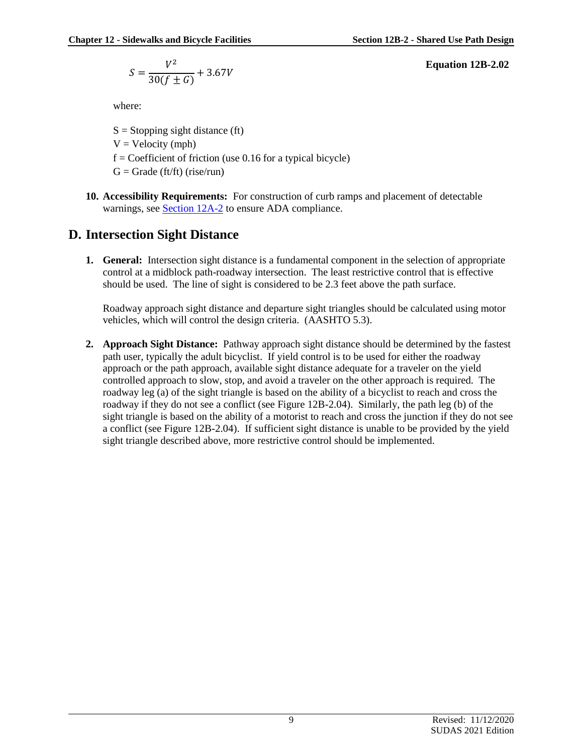$$S = \frac{V^2}{30(f \pm G)} + 3.67V$$

**Equation 12B-2.02**

where:

S = Stopping sight distance (ft)
V = Velocity (mph)
f = Coefficient of friction (use 0.16 for a typical bicycle)
G = Grade (ft/ft) (rise/run)

10. **Accessibility Requirements:** For construction of curb ramps and placement of detectable warnings, see Section 12A-2 to ensure ADA compliance.

## D. Intersection Sight Distance

1. **General:** Intersection sight distance is a fundamental component in the selection of appropriate control at a midblock path-roadway intersection. The least restrictive control that is effective should be used. The line of sight is considered to be 2.3 feet above the path surface.

   Roadway approach sight distance and departure sight triangles should be calculated using motor vehicles, which will control the design criteria. (AASHTO 5.3).

2. **Approach Sight Distance:** Pathway approach sight distance should be determined by the fastest path user, typically the adult bicyclist. If yield control is to be used for either the roadway approach or the path approach, available sight distance adequate for a traveler on the yield controlled approach to slow, stop, and avoid a traveler on the other approach is required. The roadway leg (a) of the sight triangle is based on the ability of a bicyclist to reach and cross the roadway if they do not see a conflict (see Figure 12B-2.04). Similarly, the path leg (b) of the sight triangle is based on the ability of a motorist to reach and cross the junction if they do not see a conflict (see Figure 12B-2.04). If sufficient sight distance is unable to be provided by the yield sight triangle described above, more restrictive control should be implemented.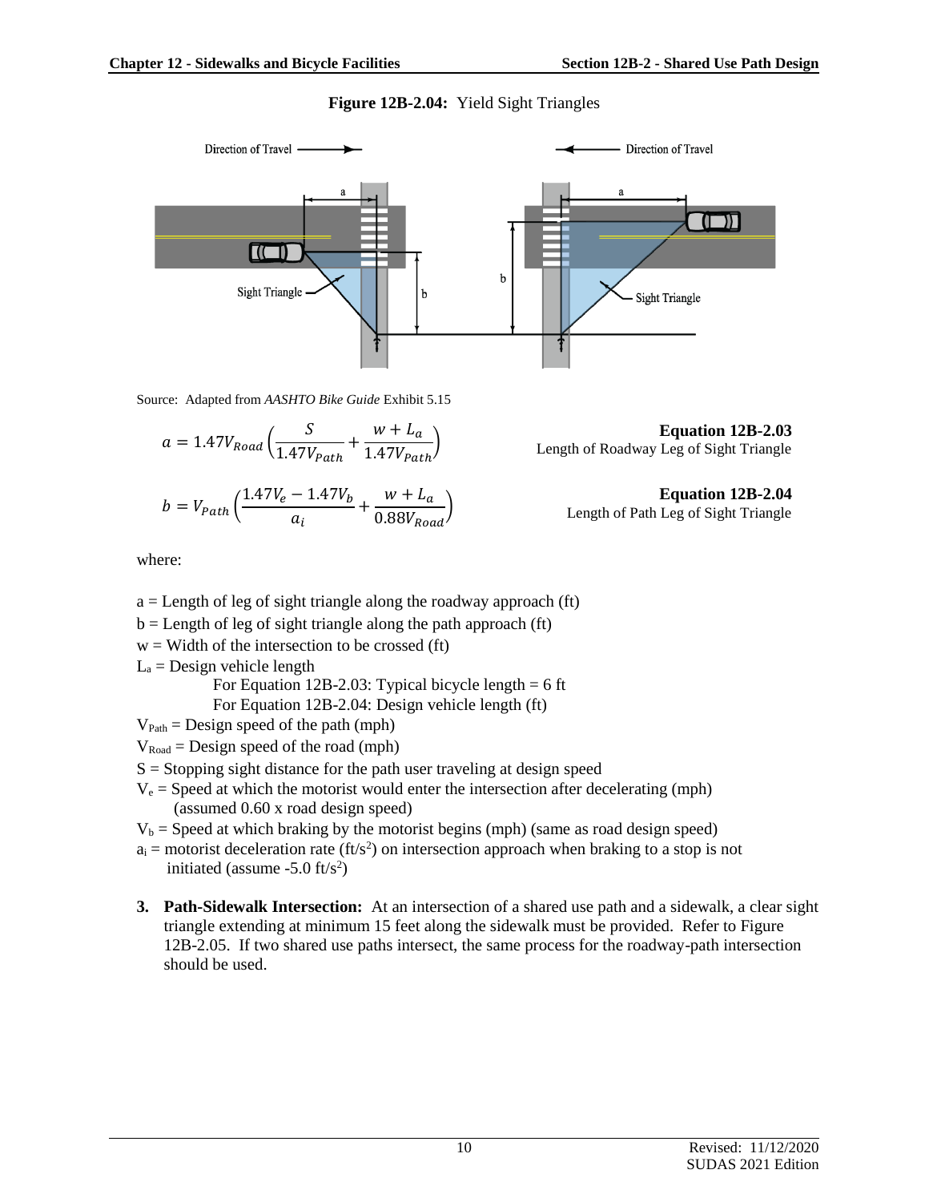**Figure 12B-2.04:** Yield Sight Triangles

Source: Adapted from *AASHTO Bike Guide* Exhibit 5.15

$$a = 1.47V_{Road}\left(\frac{S}{1.47V_{Path}} + \frac{w + L_a}{1.47V_{Path}}\right)$$

**Equation 12B-2.03**
Length of Roadway Leg of Sight Triangle

$$b = V_{Path}\left(\frac{1.47V_e - 1.47V_b}{a_i} + \frac{w + L_a}{0.88V_{Road}}\right)$$

**Equation 12B-2.04**
Length of Path Leg of Sight Triangle

where:

$a$ = Length of leg of sight triangle along the roadway approach (ft)
$b$ = Length of leg of sight triangle along the path approach (ft)
$w$ = Width of the intersection to be crossed (ft)
$L_a$ = Design vehicle length
For Equation 12B-2.03: Typical bicycle length = 6 ft
For Equation 12B-2.04: Design vehicle length (ft)
$V_{Path}$ = Design speed of the path (mph)
$V_{Road}$ = Design speed of the road (mph)
$S$ = Stopping sight distance for the path user traveling at design speed
$V_e$ = Speed at which the motorist would enter the intersection after decelerating (mph) (assumed 0.60 x road design speed)
$V_b$ = Speed at which braking by the motorist begins (mph) (same as road design speed)
$a_i$ = motorist deceleration rate (ft/s$^2$) on intersection approach when braking to a stop is not initiated (assume -5.0 ft/s$^2$)

3. **Path-Sidewalk Intersection:** At an intersection of a shared use path and a sidewalk, a clear sight triangle extending at minimum 15 feet along the sidewalk must be provided. Refer to Figure 12B-2.05. If two shared use paths intersect, the same process for the roadway-path intersection should be used.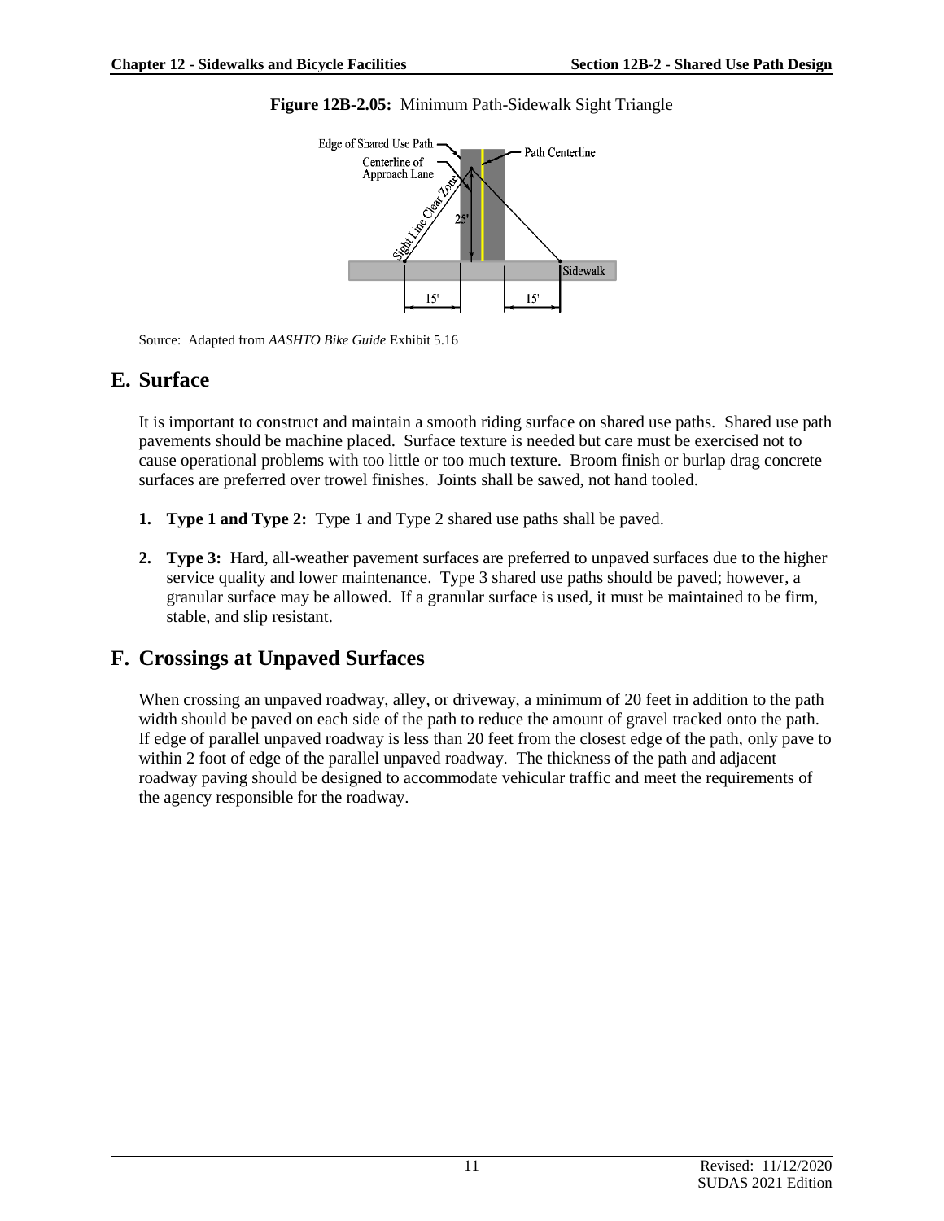**Figure 12B-2.05:** Minimum Path-Sidewalk Sight Triangle

Source: Adapted from *AASHTO Bike Guide* Exhibit 5.16

## E. Surface

It is important to construct and maintain a smooth riding surface on shared use paths. Shared use path pavements should be machine placed. Surface texture is needed but care must be exercised not to cause operational problems with too little or too much texture. Broom finish or burlap drag concrete surfaces are preferred over trowel finishes. Joints shall be sawed, not hand tooled.

1. **Type 1 and Type 2:** Type 1 and Type 2 shared use paths shall be paved.

2. **Type 3:** Hard, all-weather pavement surfaces are preferred to unpaved surfaces due to the higher service quality and lower maintenance. Type 3 shared use paths should be paved; however, a granular surface may be allowed. If a granular surface is used, it must be maintained to be firm, stable, and slip resistant.

## F. Crossings at Unpaved Surfaces

When crossing an unpaved roadway, alley, or driveway, a minimum of 20 feet in addition to the path width should be paved on each side of the path to reduce the amount of gravel tracked onto the path. If edge of parallel unpaved roadway is less than 20 feet from the closest edge of the path, only pave to within 2 foot of edge of the parallel unpaved roadway. The thickness of the path and adjacent roadway paving should be designed to accommodate vehicular traffic and meet the requirements of the agency responsible for the roadway.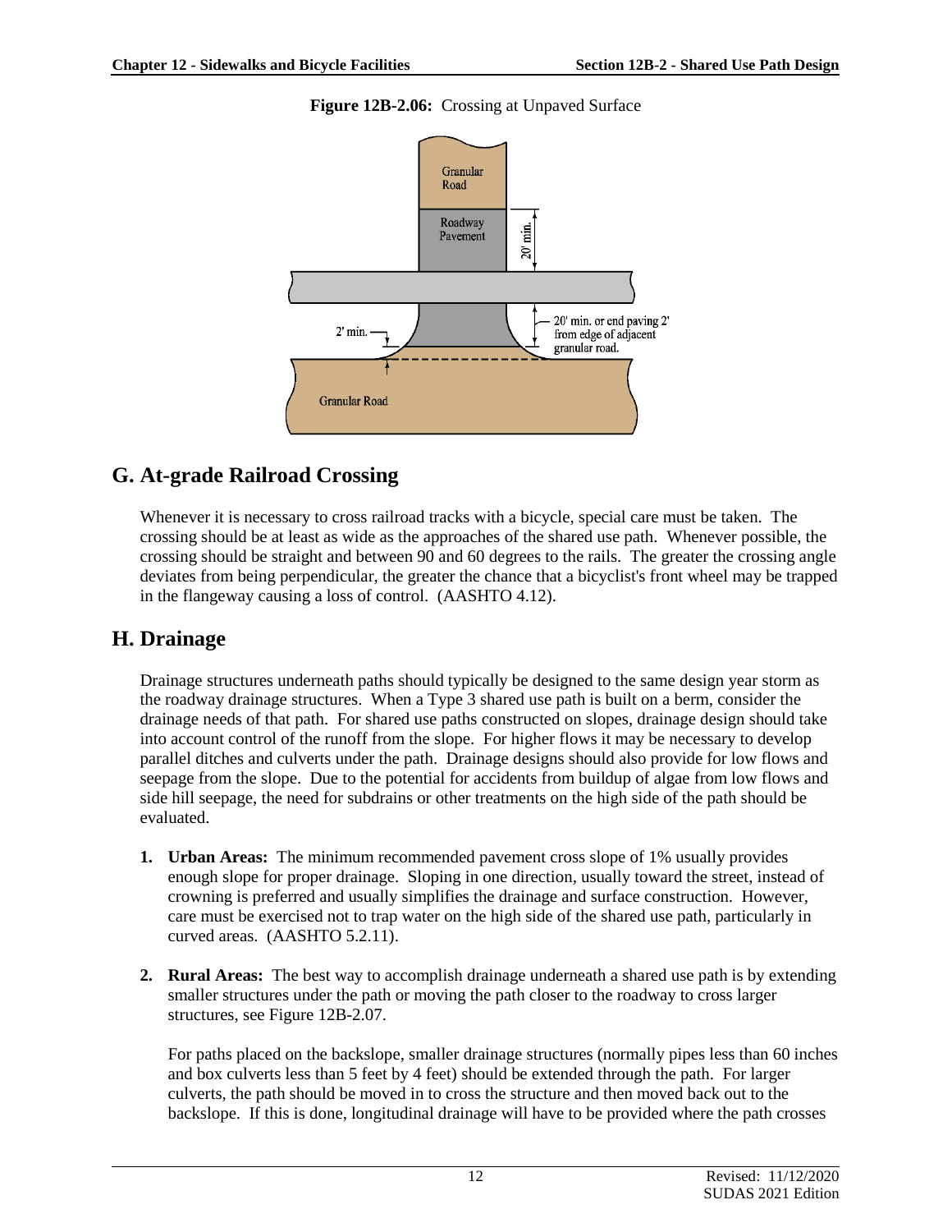**Figure 12B-2.06:** Crossing at Unpaved Surface

## G. At-grade Railroad Crossing

Whenever it is necessary to cross railroad tracks with a bicycle, special care must be taken. The crossing should be at least as wide as the approaches of the shared use path. Whenever possible, the crossing should be straight and between 90 and 60 degrees to the rails. The greater the crossing angle deviates from being perpendicular, the greater the chance that a bicyclist's front wheel may be trapped in the flangeway causing a loss of control. (AASHTO 4.12).

## H. Drainage

Drainage structures underneath paths should typically be designed to the same design year storm as the roadway drainage structures. When a Type 3 shared use path is built on a berm, consider the drainage needs of that path. For shared use paths constructed on slopes, drainage design should take into account control of the runoff from the slope. For higher flows it may be necessary to develop parallel ditches and culverts under the path. Drainage designs should also provide for low flows and seepage from the slope. Due to the potential for accidents from buildup of algae from low flows and side hill seepage, the need for subdrains or other treatments on the high side of the path should be evaluated.

1. **Urban Areas:** The minimum recommended pavement cross slope of 1% usually provides enough slope for proper drainage. Sloping in one direction, usually toward the street, instead of crowning is preferred and usually simplifies the drainage and surface construction. However, care must be exercised not to trap water on the high side of the shared use path, particularly in curved areas. (AASHTO 5.2.11).

2. **Rural Areas:** The best way to accomplish drainage underneath a shared use path is by extending smaller structures under the path or moving the path closer to the roadway to cross larger structures, see Figure 12B-2.07.

   For paths placed on the backslope, smaller drainage structures (normally pipes less than 60 inches and box culverts less than 5 feet by 4 feet) should be extended through the path. For larger culverts, the path should be moved in to cross the structure and then moved back out to the backslope. If this is done, longitudinal drainage will have to be provided where the path crosses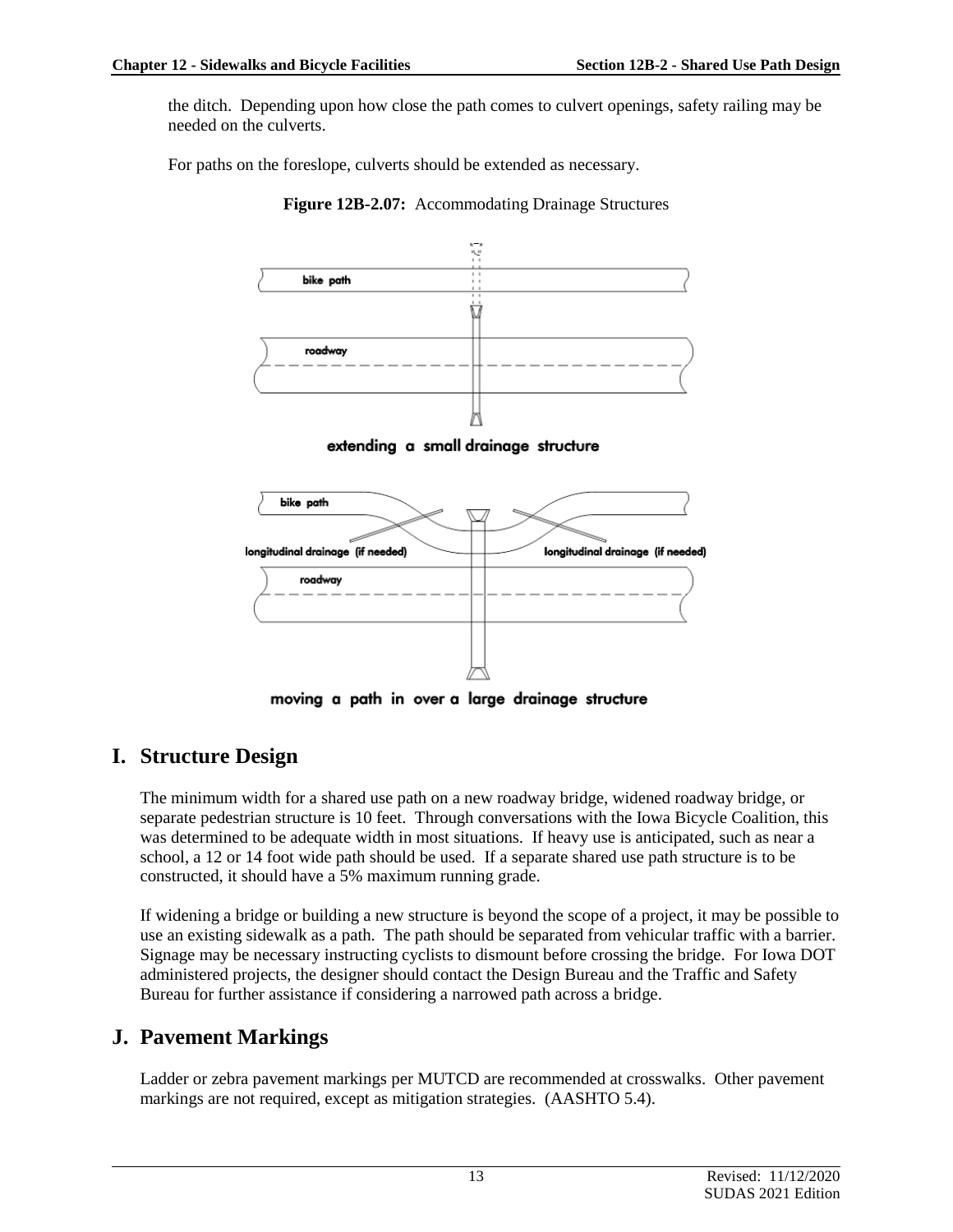the ditch. Depending upon how close the path comes to culvert openings, safety railing may be needed on the culverts.

For paths on the foreslope, culverts should be extended as necessary.

**Figure 12B-2.07:** Accommodating Drainage Structures

## I. Structure Design

The minimum width for a shared use path on a new roadway bridge, widened roadway bridge, or separate pedestrian structure is 10 feet. Through conversations with the Iowa Bicycle Coalition, this was determined to be adequate width in most situations. If heavy use is anticipated, such as near a school, a 12 or 14 foot wide path should be used. If a separate shared use path structure is to be constructed, it should have a 5% maximum running grade.

If widening a bridge or building a new structure is beyond the scope of a project, it may be possible to use an existing sidewalk as a path. The path should be separated from vehicular traffic with a barrier. Signage may be necessary instructing cyclists to dismount before crossing the bridge. For Iowa DOT administered projects, the designer should contact the Design Bureau and the Traffic and Safety Bureau for further assistance if considering a narrowed path across a bridge.

## J. Pavement Markings

Ladder or zebra pavement markings per MUTCD are recommended at crosswalks. Other pavement markings are not required, except as mitigation strategies. (AASHTO 5.4).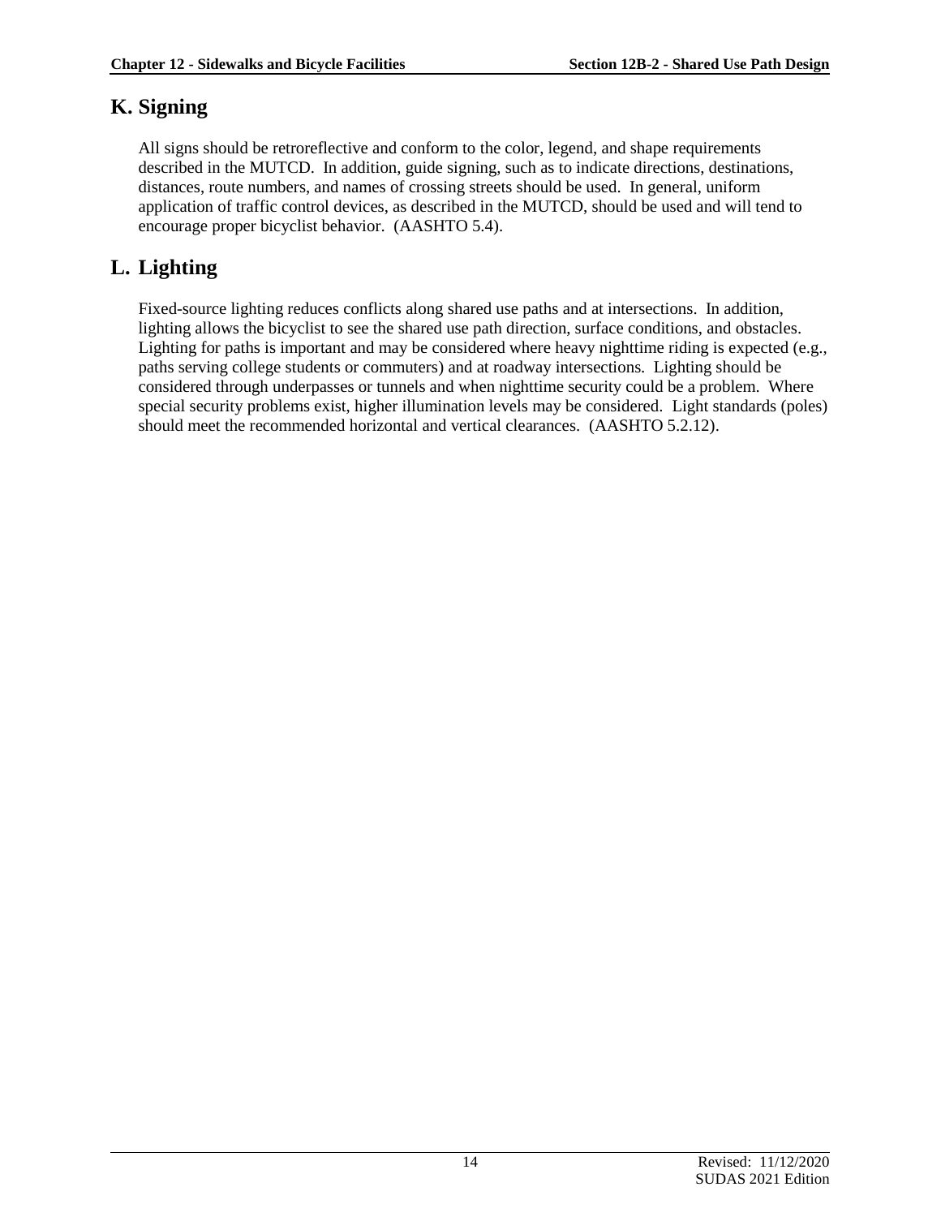## K. Signing

All signs should be retroreflective and conform to the color, legend, and shape requirements described in the MUTCD. In addition, guide signing, such as to indicate directions, destinations, distances, route numbers, and names of crossing streets should be used. In general, uniform application of traffic control devices, as described in the MUTCD, should be used and will tend to encourage proper bicyclist behavior. (AASHTO 5.4).

## L. Lighting

Fixed-source lighting reduces conflicts along shared use paths and at intersections. In addition, lighting allows the bicyclist to see the shared use path direction, surface conditions, and obstacles. Lighting for paths is important and may be considered where heavy nighttime riding is expected (e.g., paths serving college students or commuters) and at roadway intersections. Lighting should be considered through underpasses or tunnels and when nighttime security could be a problem. Where special security problems exist, higher illumination levels may be considered. Light standards (poles) should meet the recommended horizontal and vertical clearances. (AASHTO 5.2.12).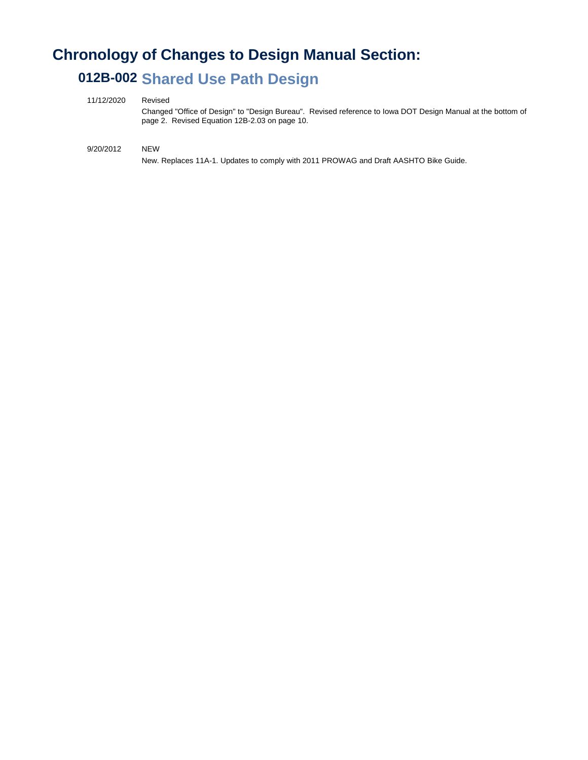# Chronology of Changes to Design Manual Section:

## 012B-002 Shared Use Path Design

11/12/2020 Revised

Changed "Office of Design" to "Design Bureau". Revised reference to Iowa DOT Design Manual at the bottom of page 2. Revised Equation 12B-2.03 on page 10.

9/20/2012 NEW

New. Replaces 11A-1. Updates to comply with 2011 PROWAG and Draft AASHTO Bike Guide.